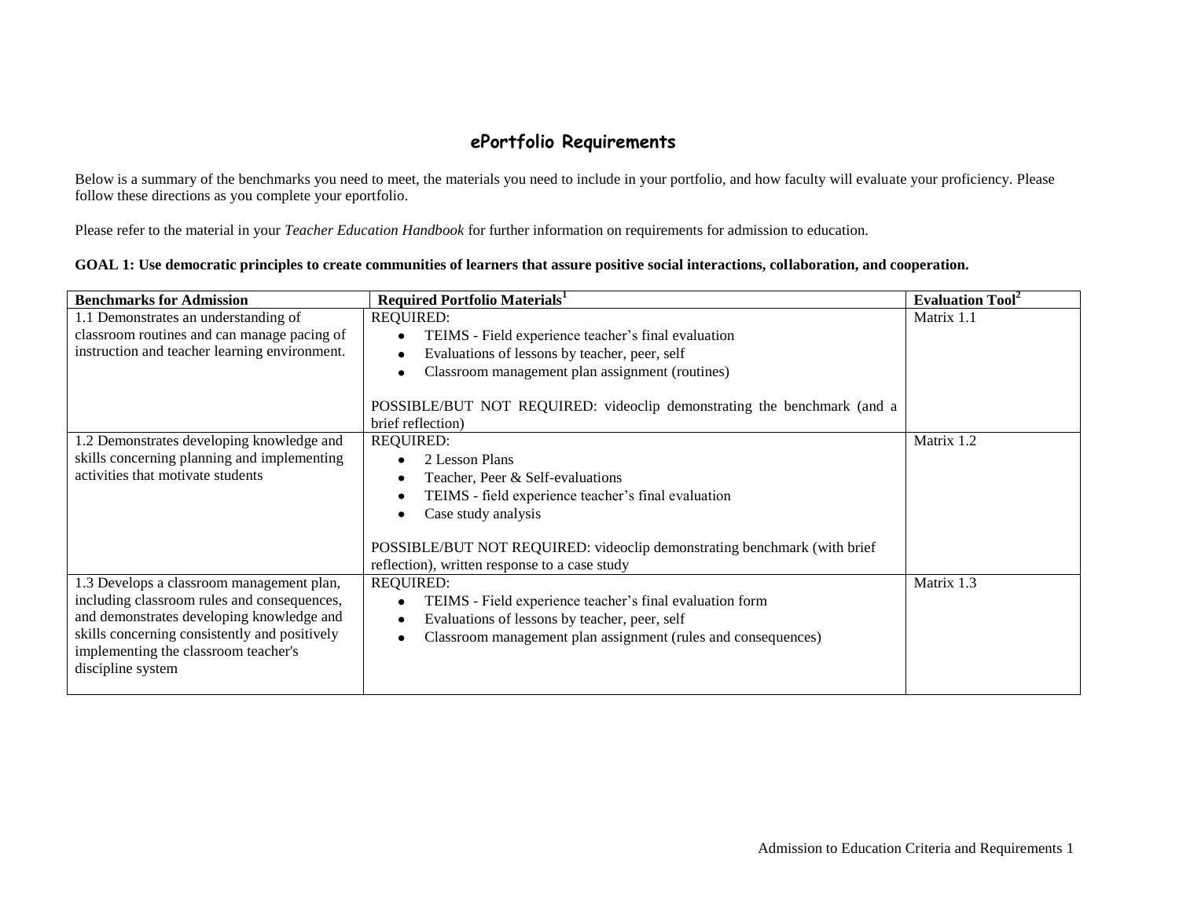# ePortfolio Requirements

Below is a summary of the benchmarks you need to meet, the materials you need to include in your portfolio, and how faculty will evaluate your proficiency. Please follow these directions as you complete your eportfolio.

Please refer to the material in your *Teacher Education Handbook* for further information on requirements for admission to education.

**GOAL 1: Use democratic principles to create communities of learners that assure positive social interactions, collaboration, and cooperation.**

| **Benchmarks for Admission** | **Required Portfolio Materials[1]** | **Evaluation Tool[2]** |
|---|---|---|
| 1.1 Demonstrates an understanding of classroom routines and can manage pacing of instruction and teacher learning environment. | REQUIRED:<br>• TEIMS - Field experience teacher's final evaluation<br>• Evaluations of lessons by teacher, peer, self<br>• Classroom management plan assignment (routines)<br><br>POSSIBLE/BUT NOT REQUIRED: videoclip demonstrating the benchmark (and a brief reflection) | Matrix 1.1 |
| 1.2 Demonstrates developing knowledge and skills concerning planning and implementing activities that motivate students | REQUIRED:<br>• 2 Lesson Plans<br>• Teacher, Peer & Self-evaluations<br>• TEIMS - field experience teacher's final evaluation<br>• Case study analysis<br><br>POSSIBLE/BUT NOT REQUIRED: videoclip demonstrating benchmark (with brief reflection), written response to a case study | Matrix 1.2 |
| 1.3 Develops a classroom management plan, including classroom rules and consequences, and demonstrates developing knowledge and skills concerning consistently and positively implementing the classroom teacher's discipline system | REQUIRED:<br>• TEIMS - Field experience teacher's final evaluation form<br>• Evaluations of lessons by teacher, peer, self<br>• Classroom management plan assignment (rules and consequences) | Matrix 1.3 |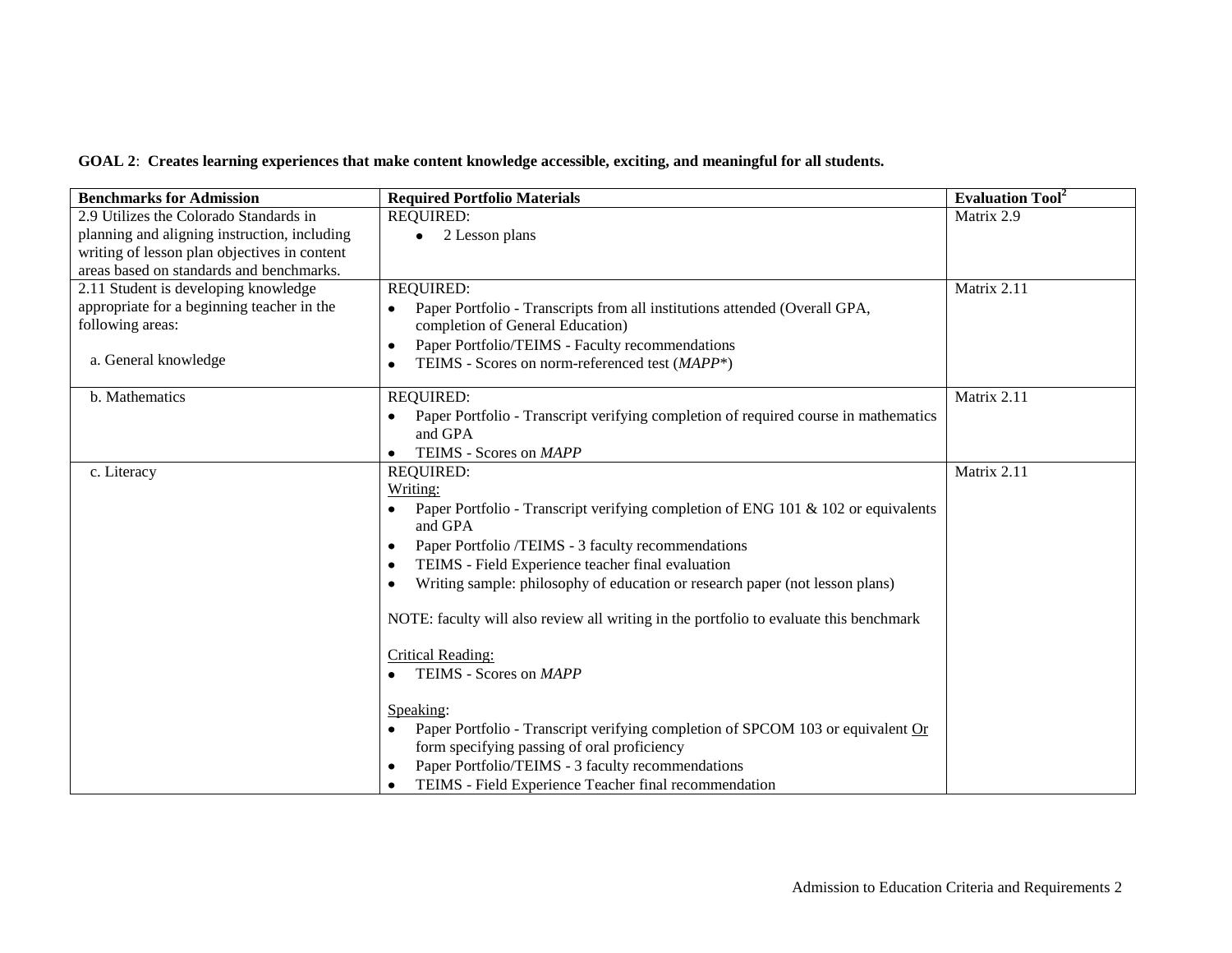**GOAL 2**: **Creates learning experiences that make content knowledge accessible, exciting, and meaningful for all students.**

| Benchmarks for Admission | Required Portfolio Materials | Evaluation Tool[2] |
|---|---|---|
| 2.9 Utilizes the Colorado Standards in planning and aligning instruction, including writing of lesson plan objectives in content areas based on standards and benchmarks. | REQUIRED:<br>• 2 Lesson plans | Matrix 2.9 |
| 2.11 Student is developing knowledge appropriate for a beginning teacher in the following areas:<br><br>a. General knowledge | REQUIRED:<br>• Paper Portfolio - Transcripts from all institutions attended (Overall GPA, completion of General Education)<br>• Paper Portfolio/TEIMS - Faculty recommendations<br>• TEIMS - Scores on norm-referenced test (*MAPP*\*) | Matrix 2.11 |
| b. Mathematics | REQUIRED:<br>• Paper Portfolio - Transcript verifying completion of required course in mathematics and GPA<br>• TEIMS - Scores on *MAPP* | Matrix 2.11 |
| c. Literacy | REQUIRED:<br>Writing:<br>• Paper Portfolio - Transcript verifying completion of ENG 101 & 102 or equivalents and GPA<br>• Paper Portfolio /TEIMS - 3 faculty recommendations<br>• TEIMS - Field Experience teacher final evaluation<br>• Writing sample: philosophy of education or research paper (not lesson plans)<br><br>NOTE: faculty will also review all writing in the portfolio to evaluate this benchmark<br><br>Critical Reading:<br>• TEIMS - Scores on *MAPP*<br><br>Speaking:<br>• Paper Portfolio - Transcript verifying completion of SPCOM 103 or equivalent Or form specifying passing of oral proficiency<br>• Paper Portfolio/TEIMS - 3 faculty recommendations<br>• TEIMS - Field Experience Teacher final recommendation | Matrix 2.11 |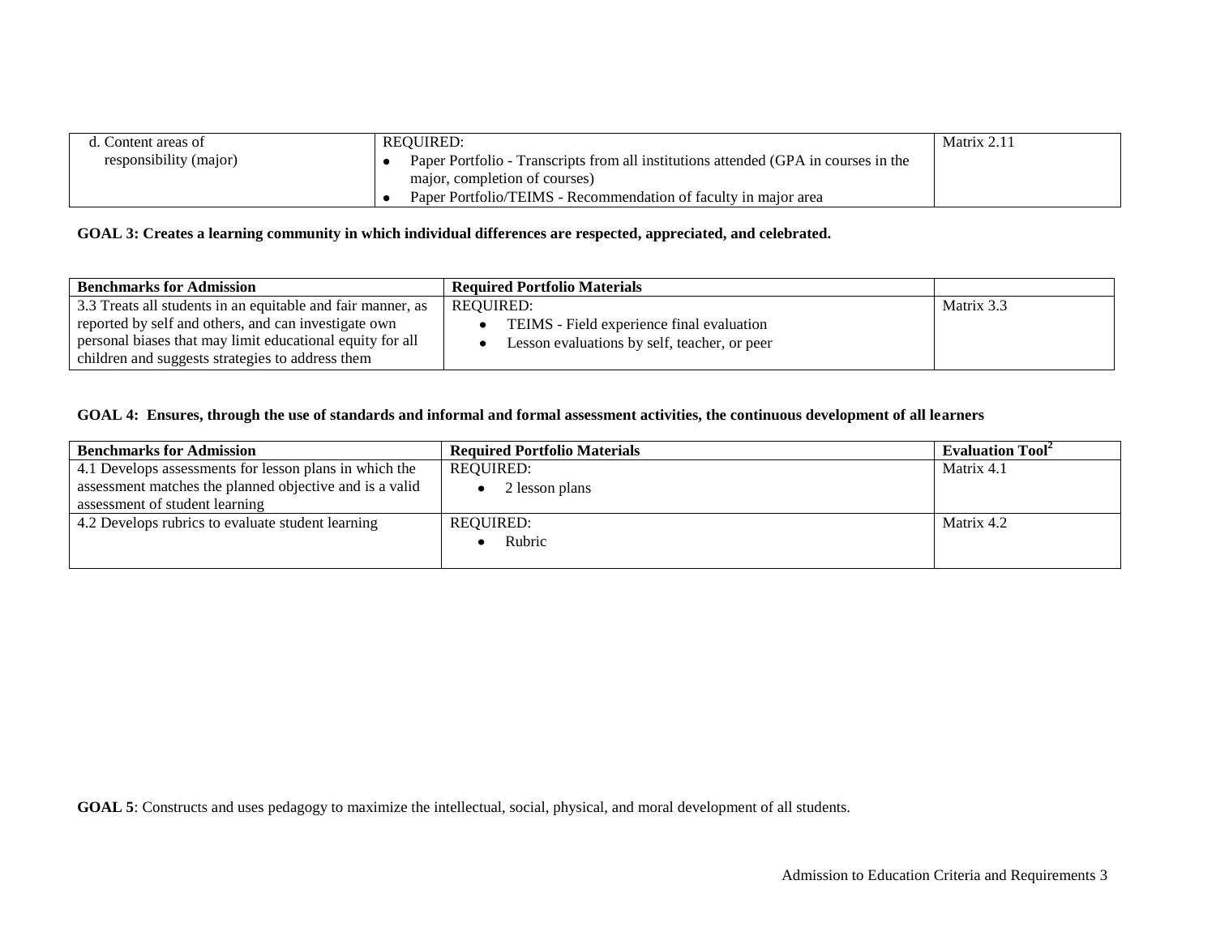| d. Content areas of responsibility (major) | REQUIRED:<br>• Paper Portfolio - Transcripts from all institutions attended (GPA in courses in the major, completion of courses)<br>• Paper Portfolio/TEIMS - Recommendation of faculty in major area | Matrix 2.11 |
|---|---|---|

**GOAL 3: Creates a learning community in which individual differences are respected, appreciated, and celebrated.**

| Benchmarks for Admission | Required Portfolio Materials | |
|---|---|---|
| 3.3 Treats all students in an equitable and fair manner, as reported by self and others, and can investigate own personal biases that may limit educational equity for all children and suggests strategies to address them | REQUIRED:<br>• TEIMS - Field experience final evaluation<br>• Lesson evaluations by self, teacher, or peer | Matrix 3.3 |

**GOAL 4: Ensures, through the use of standards and informal and formal assessment activities, the continuous development of all learners**

| Benchmarks for Admission | Required Portfolio Materials | Evaluation Tool[2] |
|---|---|---|
| 4.1 Develops assessments for lesson plans in which the assessment matches the planned objective and is a valid assessment of student learning | REQUIRED:<br>• 2 lesson plans | Matrix 4.1 |
| 4.2 Develops rubrics to evaluate student learning | REQUIRED:<br>• Rubric | Matrix 4.2 |

**GOAL 5**: Constructs and uses pedagogy to maximize the intellectual, social, physical, and moral development of all students.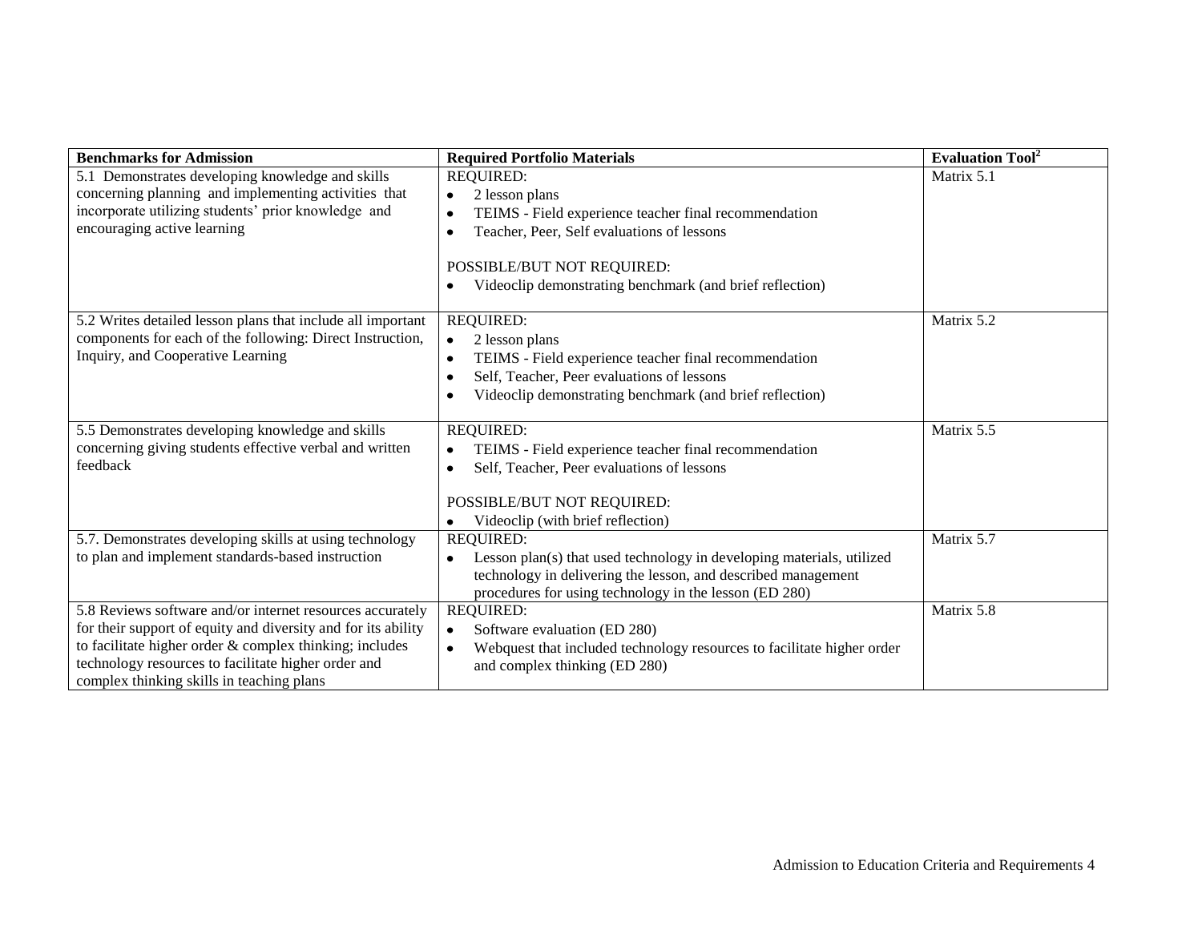| Benchmarks for Admission | Required Portfolio Materials | Evaluation Tool[2] |
|---|---|---|
| 5.1 Demonstrates developing knowledge and skills concerning planning and implementing activities that incorporate utilizing students' prior knowledge and encouraging active learning | REQUIRED:<br>• 2 lesson plans<br>• TEIMS - Field experience teacher final recommendation<br>• Teacher, Peer, Self evaluations of lessons<br><br>POSSIBLE/BUT NOT REQUIRED:<br>• Videoclip demonstrating benchmark (and brief reflection) | Matrix 5.1 |
| 5.2 Writes detailed lesson plans that include all important components for each of the following: Direct Instruction, Inquiry, and Cooperative Learning | REQUIRED:<br>• 2 lesson plans<br>• TEIMS - Field experience teacher final recommendation<br>• Self, Teacher, Peer evaluations of lessons<br>• Videoclip demonstrating benchmark (and brief reflection) | Matrix 5.2 |
| 5.5 Demonstrates developing knowledge and skills concerning giving students effective verbal and written feedback | REQUIRED:<br>• TEIMS - Field experience teacher final recommendation<br>• Self, Teacher, Peer evaluations of lessons<br><br>POSSIBLE/BUT NOT REQUIRED:<br>• Videoclip (with brief reflection) | Matrix 5.5 |
| 5.7. Demonstrates developing skills at using technology to plan and implement standards-based instruction | REQUIRED:<br>• Lesson plan(s) that used technology in developing materials, utilized technology in delivering the lesson, and described management procedures for using technology in the lesson (ED 280) | Matrix 5.7 |
| 5.8 Reviews software and/or internet resources accurately for their support of equity and diversity and for its ability to facilitate higher order & complex thinking; includes technology resources to facilitate higher order and complex thinking skills in teaching plans | REQUIRED:<br>• Software evaluation (ED 280)<br>• Webquest that included technology resources to facilitate higher order and complex thinking (ED 280) | Matrix 5.8 |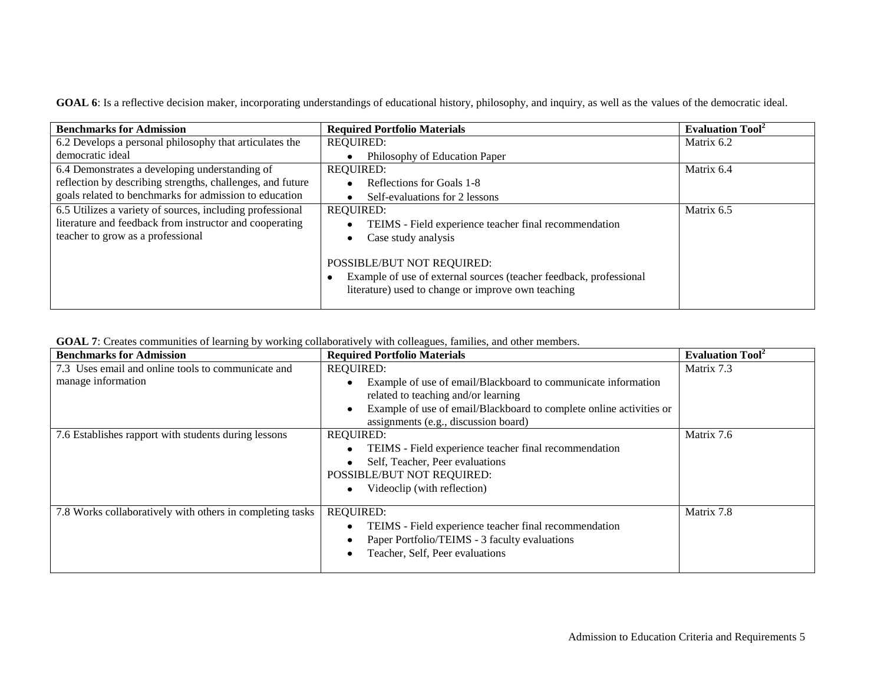**GOAL 6**: Is a reflective decision maker, incorporating understandings of educational history, philosophy, and inquiry, as well as the values of the democratic ideal.

| Benchmarks for Admission | Required Portfolio Materials | Evaluation Tool[2] |
|---|---|---|
| 6.2 Develops a personal philosophy that articulates the democratic ideal | REQUIRED:<br>• Philosophy of Education Paper | Matrix 6.2 |
| 6.4 Demonstrates a developing understanding of reflection by describing strengths, challenges, and future goals related to benchmarks for admission to education | REQUIRED:<br>• Reflections for Goals 1-8<br>• Self-evaluations for 2 lessons | Matrix 6.4 |
| 6.5 Utilizes a variety of sources, including professional literature and feedback from instructor and cooperating teacher to grow as a professional | REQUIRED:<br>• TEIMS - Field experience teacher final recommendation<br>• Case study analysis<br><br>POSSIBLE/BUT NOT REQUIRED:<br>• Example of use of external sources (teacher feedback, professional literature) used to change or improve own teaching | Matrix 6.5 |

**GOAL 7**: Creates communities of learning by working collaboratively with colleagues, families, and other members.

| Benchmarks for Admission | Required Portfolio Materials | Evaluation Tool[2] |
|---|---|---|
| 7.3 Uses email and online tools to communicate and manage information | REQUIRED:<br>• Example of use of email/Blackboard to communicate information related to teaching and/or learning<br>• Example of use of email/Blackboard to complete online activities or assignments (e.g., discussion board) | Matrix 7.3 |
| 7.6 Establishes rapport with students during lessons | REQUIRED:<br>• TEIMS - Field experience teacher final recommendation<br>• Self, Teacher, Peer evaluations<br>POSSIBLE/BUT NOT REQUIRED:<br>• Videoclip (with reflection) | Matrix 7.6 |
| 7.8 Works collaboratively with others in completing tasks | REQUIRED:<br>• TEIMS - Field experience teacher final recommendation<br>• Paper Portfolio/TEIMS - 3 faculty evaluations<br>• Teacher, Self, Peer evaluations | Matrix 7.8 |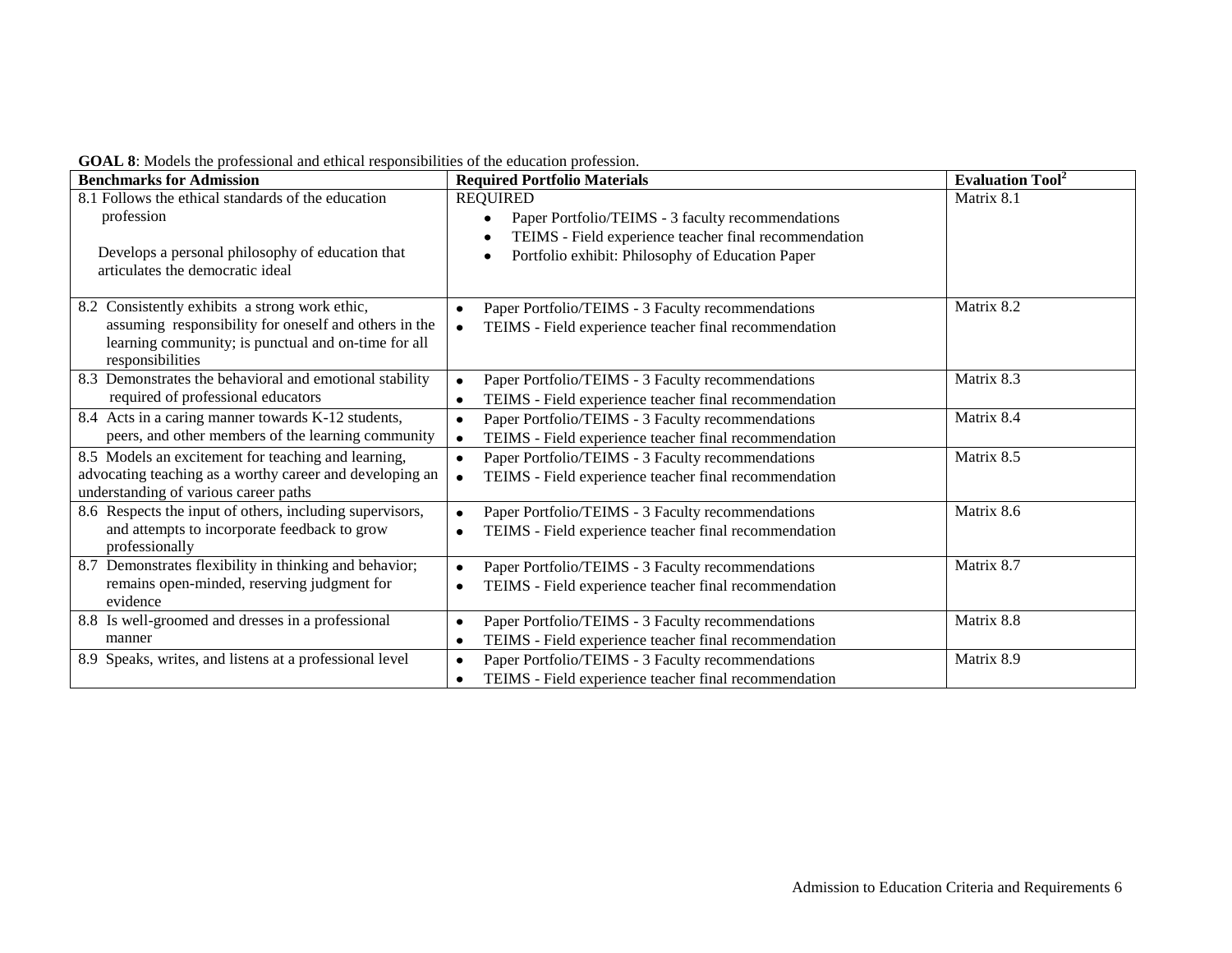**GOAL 8**: Models the professional and ethical responsibilities of the education profession.

| Benchmarks for Admission | Required Portfolio Materials | Evaluation Tool[2] |
|---|---|---|
| 8.1 Follows the ethical standards of the education profession<br><br>Develops a personal philosophy of education that articulates the democratic ideal | REQUIRED<br>• Paper Portfolio/TEIMS - 3 faculty recommendations<br>• TEIMS - Field experience teacher final recommendation<br>• Portfolio exhibit: Philosophy of Education Paper | Matrix 8.1 |
| 8.2 Consistently exhibits a strong work ethic, assuming responsibility for oneself and others in the learning community; is punctual and on-time for all responsibilities | • Paper Portfolio/TEIMS - 3 Faculty recommendations<br>• TEIMS - Field experience teacher final recommendation | Matrix 8.2 |
| 8.3 Demonstrates the behavioral and emotional stability required of professional educators | • Paper Portfolio/TEIMS - 3 Faculty recommendations<br>• TEIMS - Field experience teacher final recommendation | Matrix 8.3 |
| 8.4 Acts in a caring manner towards K-12 students, peers, and other members of the learning community | • Paper Portfolio/TEIMS - 3 Faculty recommendations<br>• TEIMS - Field experience teacher final recommendation | Matrix 8.4 |
| 8.5 Models an excitement for teaching and learning, advocating teaching as a worthy career and developing an understanding of various career paths | • Paper Portfolio/TEIMS - 3 Faculty recommendations<br>• TEIMS - Field experience teacher final recommendation | Matrix 8.5 |
| 8.6 Respects the input of others, including supervisors, and attempts to incorporate feedback to grow professionally | • Paper Portfolio/TEIMS - 3 Faculty recommendations<br>• TEIMS - Field experience teacher final recommendation | Matrix 8.6 |
| 8.7 Demonstrates flexibility in thinking and behavior; remains open-minded, reserving judgment for evidence | • Paper Portfolio/TEIMS - 3 Faculty recommendations<br>• TEIMS - Field experience teacher final recommendation | Matrix 8.7 |
| 8.8 Is well-groomed and dresses in a professional manner | • Paper Portfolio/TEIMS - 3 Faculty recommendations<br>• TEIMS - Field experience teacher final recommendation | Matrix 8.8 |
| 8.9 Speaks, writes, and listens at a professional level | • Paper Portfolio/TEIMS - 3 Faculty recommendations<br>• TEIMS - Field experience teacher final recommendation | Matrix 8.9 |